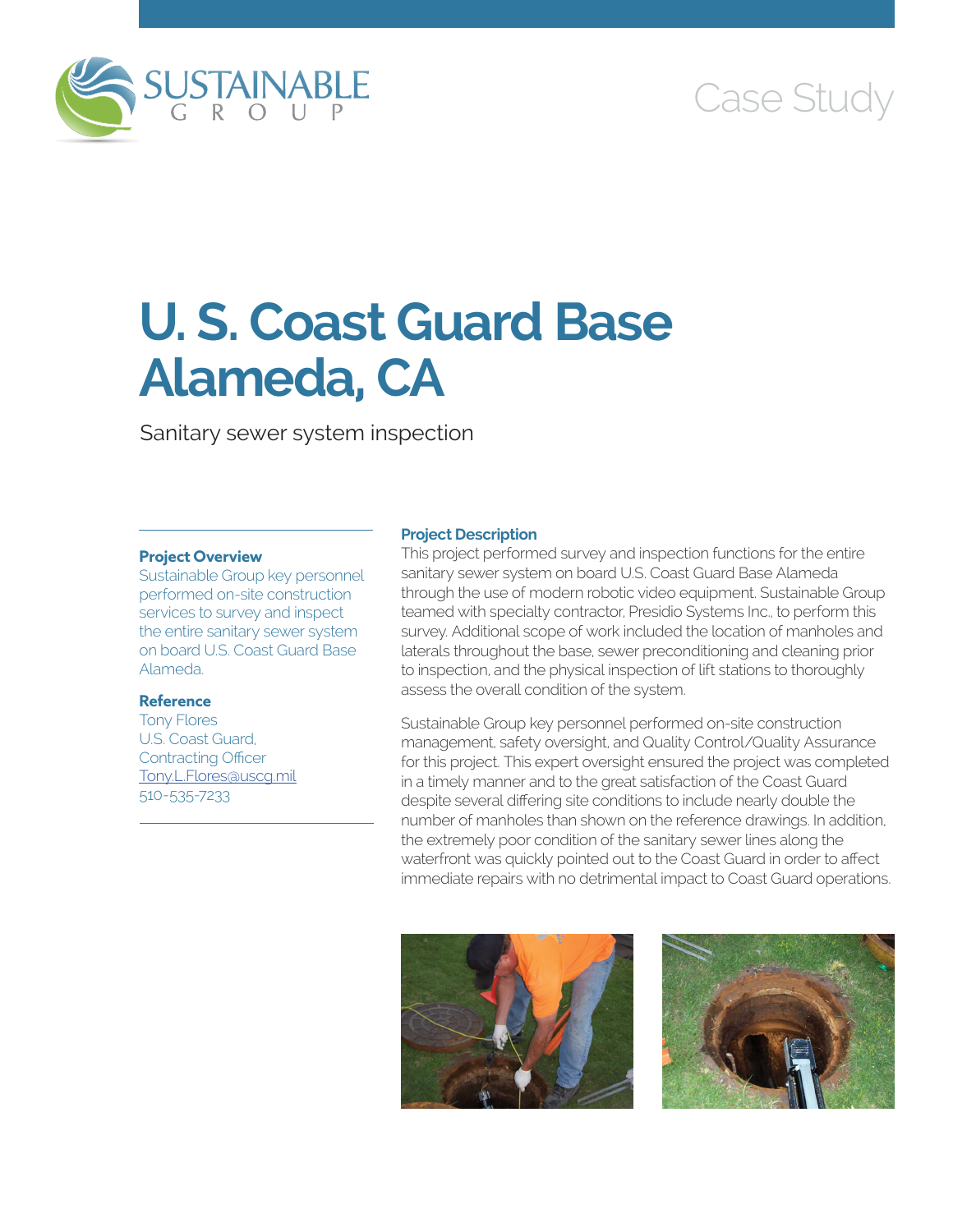SUSTAINABLE GROUP

Case Study

# U. S. Coast Guard Base Alameda, CA

Sanitary sewer system inspection

### Project Overview

Sustainable Group key personnel performed on-site construction services to survey and inspect the entire sanitary sewer system on board U.S. Coast Guard Base Alameda.

### Reference

Tony Flores
U.S. Coast Guard,
Contracting Officer
Tony.L.Flores@uscg.mil
510-535-7233

### Project Description

This project performed survey and inspection functions for the entire sanitary sewer system on board U.S. Coast Guard Base Alameda through the use of modern robotic video equipment. Sustainable Group teamed with specialty contractor, Presidio Systems Inc., to perform this survey. Additional scope of work included the location of manholes and laterals throughout the base, sewer preconditioning and cleaning prior to inspection, and the physical inspection of lift stations to thoroughly assess the overall condition of the system.

Sustainable Group key personnel performed on-site construction management, safety oversight, and Quality Control/Quality Assurance for this project. This expert oversight ensured the project was completed in a timely manner and to the great satisfaction of the Coast Guard despite several differing site conditions to include nearly double the number of manholes than shown on the reference drawings. In addition, the extremely poor condition of the sanitary sewer lines along the waterfront was quickly pointed out to the Coast Guard in order to affect immediate repairs with no detrimental impact to Coast Guard operations.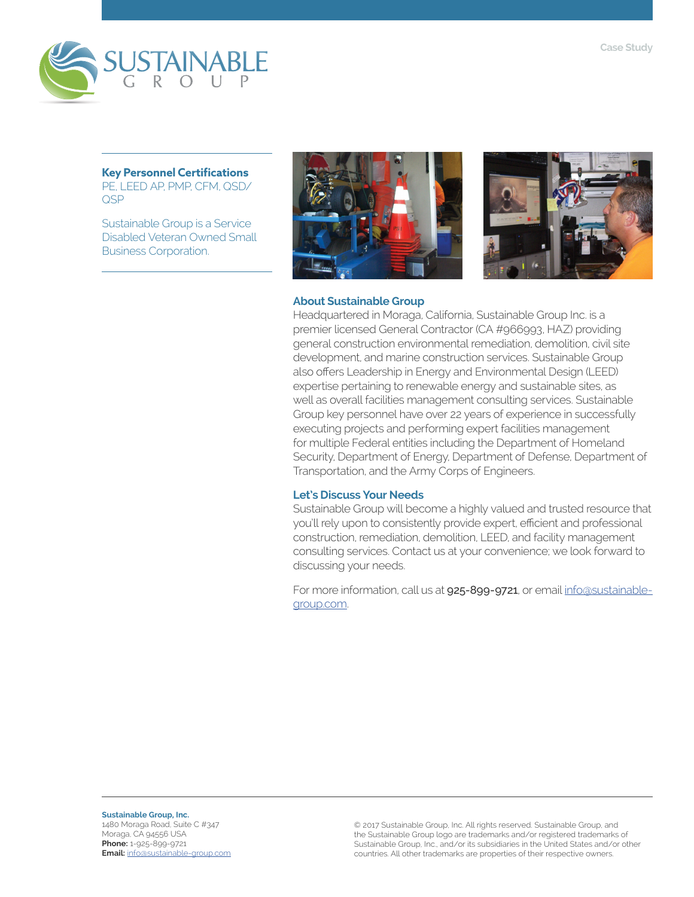Case Study

**Key Personnel Certifications**
PE, LEED AP, PMP, CFM, QSD/QSP

Sustainable Group is a Service Disabled Veteran Owned Small Business Corporation.

## About Sustainable Group

Headquartered in Moraga, California, Sustainable Group Inc. is a premier licensed General Contractor (CA #966993, HAZ) providing general construction environmental remediation, demolition, civil site development, and marine construction services. Sustainable Group also offers Leadership in Energy and Environmental Design (LEED) expertise pertaining to renewable energy and sustainable sites, as well as overall facilities management consulting services. Sustainable Group key personnel have over 22 years of experience in successfully executing projects and performing expert facilities management for multiple Federal entities including the Department of Homeland Security, Department of Energy, Department of Defense, Department of Transportation, and the Army Corps of Engineers.

## Let's Discuss Your Needs

Sustainable Group will become a highly valued and trusted resource that you'll rely upon to consistently provide expert, efficient and professional construction, remediation, demolition, LEED, and facility management consulting services. Contact us at your convenience; we look forward to discussing your needs.

For more information, call us at 925-899-9721, or email info@sustainable-group.com.

**Sustainable Group, Inc.**
1480 Moraga Road, Suite C #347
Moraga, CA 94556 USA
**Phone:** 1-925-899-9721
**Email:** info@sustainable-group.com

© 2017 Sustainable Group, Inc. All rights reserved. Sustainable Group, and the Sustainable Group logo are trademarks and/or registered trademarks of Sustainable Group, Inc., and/or its subsidiaries in the United States and/or other countries. All other trademarks are properties of their respective owners.